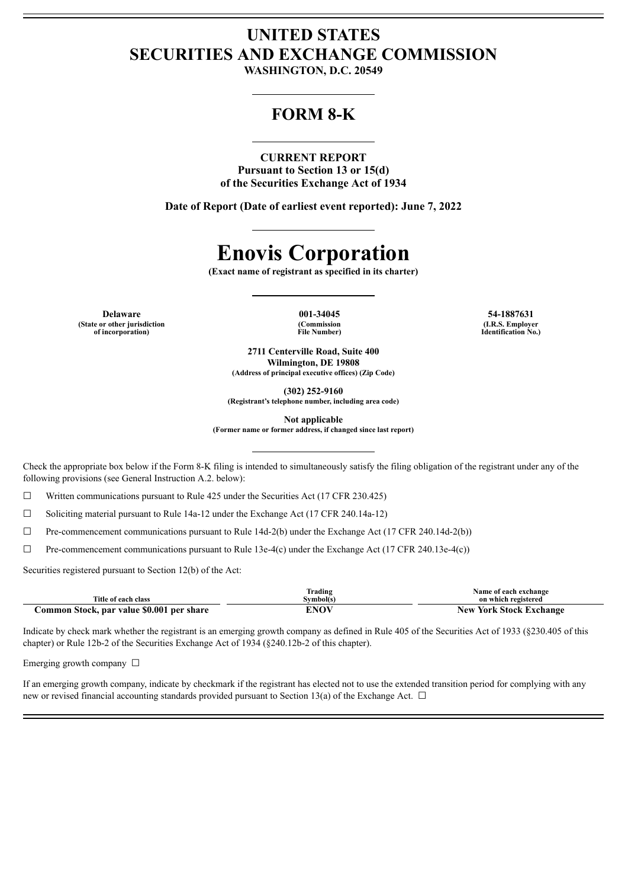# UNITED STATES
# SECURITIES AND EXCHANGE COMMISSION

**WASHINGTON, D.C. 20549**

## FORM 8-K

**CURRENT REPORT**
**Pursuant to Section 13 or 15(d)**
**of the Securities Exchange Act of 1934**

**Date of Report (Date of earliest event reported): June 7, 2022**

# Enovis Corporation

**(Exact name of registrant as specified in its charter)**

| Delaware | 001-34045 | 54-1887631 |
|---|---|---|
| (State or other jurisdiction of incorporation) | (Commission File Number) | (I.R.S. Employer Identification No.) |

**2711 Centerville Road, Suite 400**
**Wilmington, DE 19808**
**(Address of principal executive offices) (Zip Code)**

**(302) 252-9160**
**(Registrant's telephone number, including area code)**

**Not applicable**
**(Former name or former address, if changed since last report)**

Check the appropriate box below if the Form 8-K filing is intended to simultaneously satisfy the filing obligation of the registrant under any of the following provisions (see General Instruction A.2. below):

☐ Written communications pursuant to Rule 425 under the Securities Act (17 CFR 230.425)

☐ Soliciting material pursuant to Rule 14a-12 under the Exchange Act (17 CFR 240.14a-12)

☐ Pre-commencement communications pursuant to Rule 14d-2(b) under the Exchange Act (17 CFR 240.14d-2(b))

☐ Pre-commencement communications pursuant to Rule 13e-4(c) under the Exchange Act (17 CFR 240.13e-4(c))

Securities registered pursuant to Section 12(b) of the Act:

| Title of each class | Trading Symbol(s) | Name of each exchange on which registered |
|---|---|---|
| **Common Stock, par value $0.001 per share** | **ENOV** | **New York Stock Exchange** |

Indicate by check mark whether the registrant is an emerging growth company as defined in Rule 405 of the Securities Act of 1933 (§230.405 of this chapter) or Rule 12b-2 of the Securities Exchange Act of 1934 (§240.12b-2 of this chapter).

Emerging growth company ☐

If an emerging growth company, indicate by checkmark if the registrant has elected not to use the extended transition period for complying with any new or revised financial accounting standards provided pursuant to Section 13(a) of the Exchange Act. ☐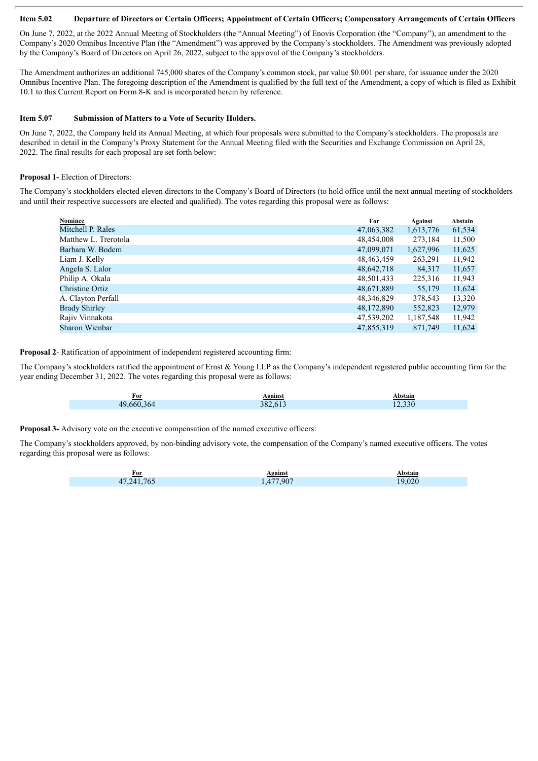**Item 5.02 Departure of Directors or Certain Officers; Appointment of Certain Officers; Compensatory Arrangements of Certain Officers**

On June 7, 2022, at the 2022 Annual Meeting of Stockholders (the "Annual Meeting") of Enovis Corporation (the "Company"), an amendment to the Company's 2020 Omnibus Incentive Plan (the "Amendment") was approved by the Company's stockholders. The Amendment was previously adopted by the Company's Board of Directors on April 26, 2022, subject to the approval of the Company's stockholders.

The Amendment authorizes an additional 745,000 shares of the Company's common stock, par value $0.001 per share, for issuance under the 2020 Omnibus Incentive Plan. The foregoing description of the Amendment is qualified by the full text of the Amendment, a copy of which is filed as Exhibit 10.1 to this Current Report on Form 8-K and is incorporated herein by reference.

**Item 5.07 Submission of Matters to a Vote of Security Holders.**

On June 7, 2022, the Company held its Annual Meeting, at which four proposals were submitted to the Company's stockholders. The proposals are described in detail in the Company's Proxy Statement for the Annual Meeting filed with the Securities and Exchange Commission on April 28, 2022. The final results for each proposal are set forth below:

**Proposal 1-** Election of Directors:

The Company's stockholders elected eleven directors to the Company's Board of Directors (to hold office until the next annual meeting of stockholders and until their respective successors are elected and qualified). The votes regarding this proposal were as follows:

| Nominee | For | Against | Abstain |
|---|---|---|---|
| Mitchell P. Rales | 47,063,382 | 1,613,776 | 61,534 |
| Matthew L. Trerotola | 48,454,008 | 273,184 | 11,500 |
| Barbara W. Bodem | 47,099,071 | 1,627,996 | 11,625 |
| Liam J. Kelly | 48,463,459 | 263,291 | 11,942 |
| Angela S. Lalor | 48,642,718 | 84,317 | 11,657 |
| Philip A. Okala | 48,501,433 | 225,316 | 11,943 |
| Christine Ortiz | 48,671,889 | 55,179 | 11,624 |
| A. Clayton Perfall | 48,346,829 | 378,543 | 13,320 |
| Brady Shirley | 48,172,890 | 552,823 | 12,979 |
| Rajiv Vinnakota | 47,539,202 | 1,187,548 | 11,942 |
| Sharon Wienbar | 47,855,319 | 871,749 | 11,624 |

**Proposal 2**- Ratification of appointment of independent registered accounting firm:

The Company's stockholders ratified the appointment of Ernst & Young LLP as the Company's independent registered public accounting firm for the year ending December 31, 2022. The votes regarding this proposal were as follows:

| For | Against | Abstain |
|---|---|---|
| 49,660,364 | 382,613 | 12,330 |

**Proposal 3-** Advisory vote on the executive compensation of the named executive officers:

The Company's stockholders approved, by non-binding advisory vote, the compensation of the Company's named executive officers. The votes regarding this proposal were as follows:

| For | Against | Abstain |
|---|---|---|
| 47,241,765 | 1,477,907 | 19,020 |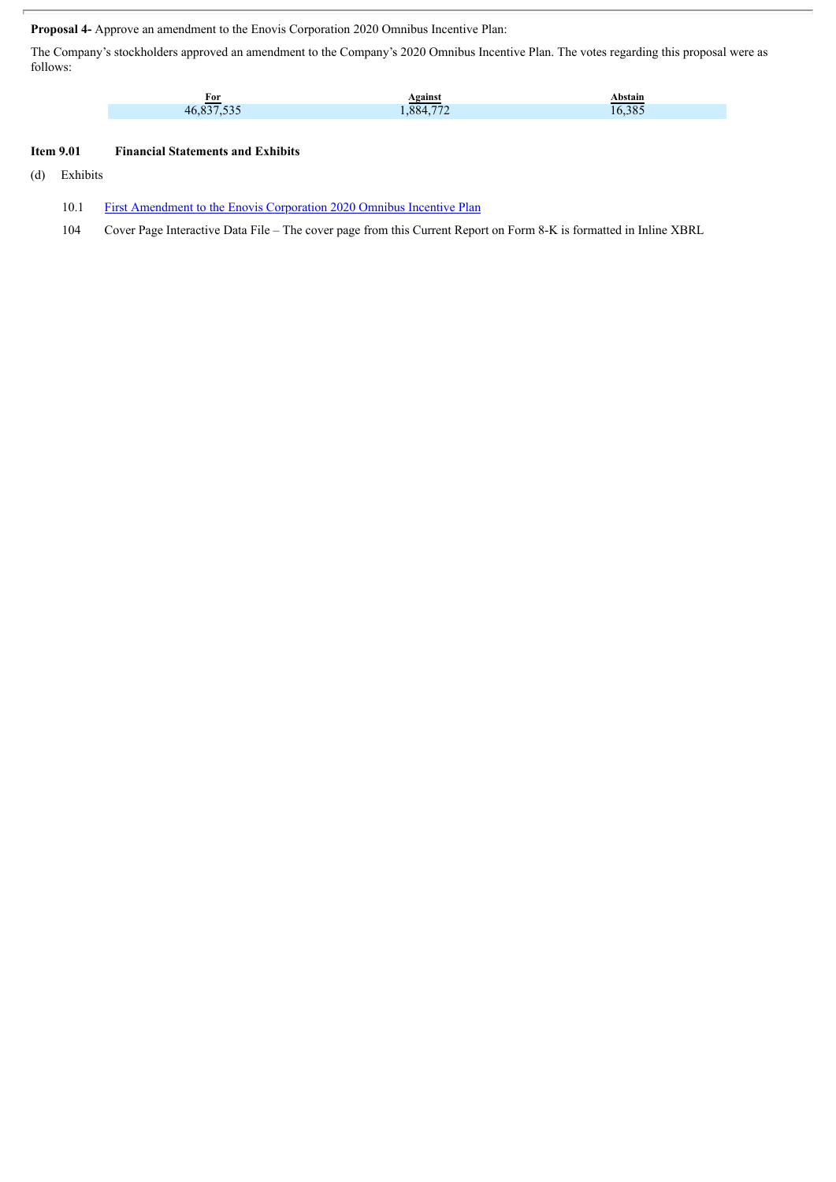**Proposal 4-** Approve an amendment to the Enovis Corporation 2020 Omnibus Incentive Plan:

The Company's stockholders approved an amendment to the Company's 2020 Omnibus Incentive Plan. The votes regarding this proposal were as follows:

| For | Against | Abstain |
|---|---|---|
| 46,837,535 | 1,884,772 | 16,385 |

**Item 9.01 Financial Statements and Exhibits**

(d) Exhibits

10.1 First Amendment to the Enovis Corporation 2020 Omnibus Incentive Plan

104 Cover Page Interactive Data File – The cover page from this Current Report on Form 8-K is formatted in Inline XBRL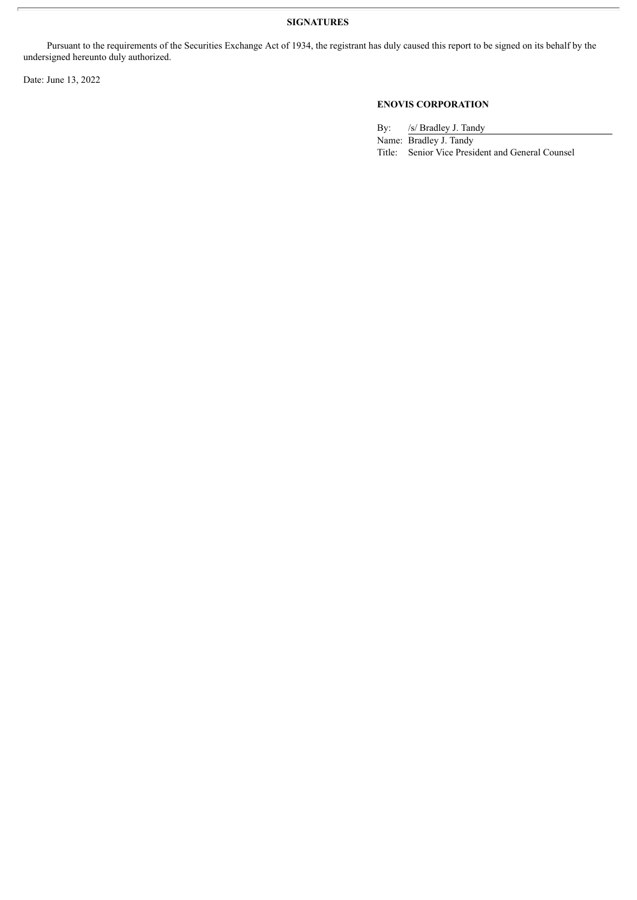**SIGNATURES**

Pursuant to the requirements of the Securities Exchange Act of 1934, the registrant has duly caused this report to be signed on its behalf by the undersigned hereunto duly authorized.

Date: June 13, 2022

**ENOVIS CORPORATION**

By: /s/ Bradley J. Tandy
Name: Bradley J. Tandy
Title: Senior Vice President and General Counsel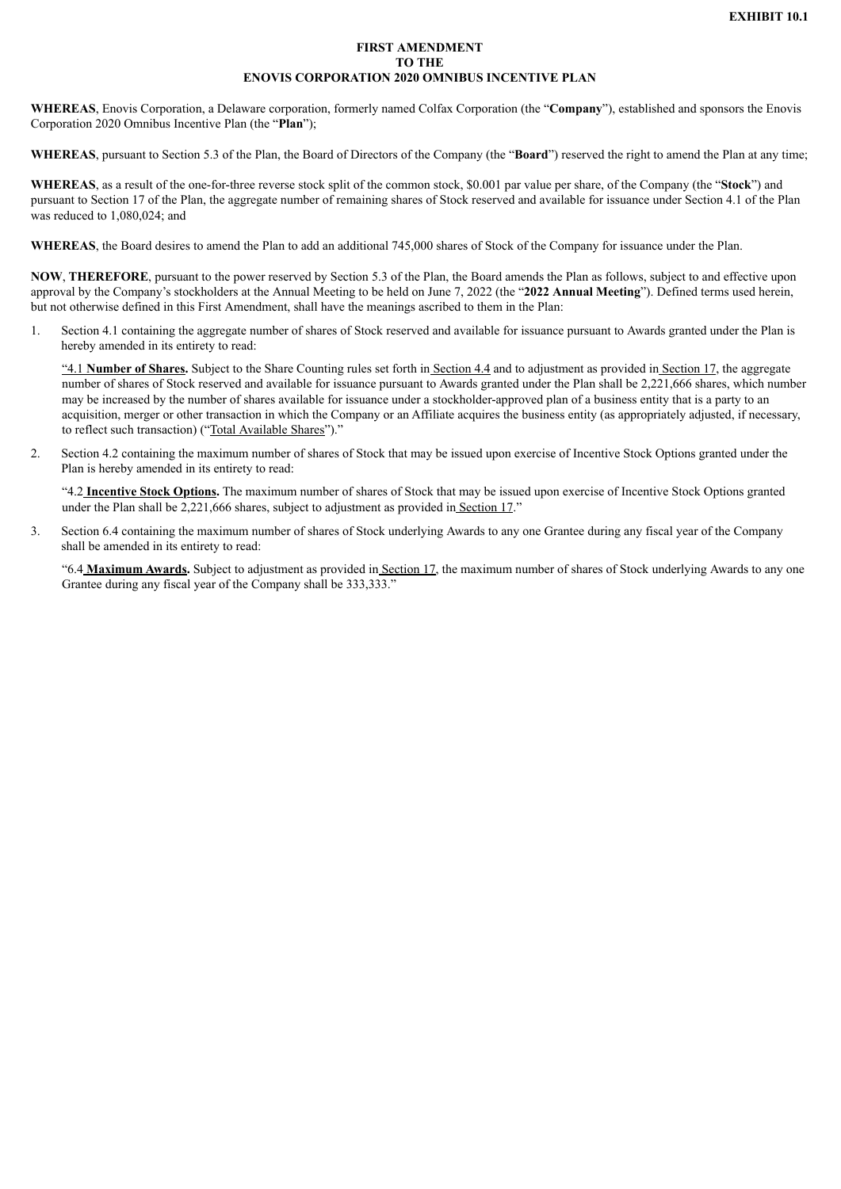**EXHIBIT 10.1**

**FIRST AMENDMENT**
**TO THE**
**ENOVIS CORPORATION 2020 OMNIBUS INCENTIVE PLAN**

**WHEREAS**, Enovis Corporation, a Delaware corporation, formerly named Colfax Corporation (the "**Company**"), established and sponsors the Enovis Corporation 2020 Omnibus Incentive Plan (the "**Plan**");

**WHEREAS**, pursuant to Section 5.3 of the Plan, the Board of Directors of the Company (the "**Board**") reserved the right to amend the Plan at any time;

**WHEREAS**, as a result of the one-for-three reverse stock split of the common stock, $0.001 par value per share, of the Company (the "**Stock**") and pursuant to Section 17 of the Plan, the aggregate number of remaining shares of Stock reserved and available for issuance under Section 4.1 of the Plan was reduced to 1,080,024; and

**WHEREAS**, the Board desires to amend the Plan to add an additional 745,000 shares of Stock of the Company for issuance under the Plan.

**NOW**, **THEREFORE**, pursuant to the power reserved by Section 5.3 of the Plan, the Board amends the Plan as follows, subject to and effective upon approval by the Company's stockholders at the Annual Meeting to be held on June 7, 2022 (the "**2022 Annual Meeting**"). Defined terms used herein, but not otherwise defined in this First Amendment, shall have the meanings ascribed to them in the Plan:

1. Section 4.1 containing the aggregate number of shares of Stock reserved and available for issuance pursuant to Awards granted under the Plan is hereby amended in its entirety to read:

   "4.1 **Number of Shares.** Subject to the Share Counting rules set forth in Section 4.4 and to adjustment as provided in Section 17, the aggregate number of shares of Stock reserved and available for issuance pursuant to Awards granted under the Plan shall be 2,221,666 shares, which number may be increased by the number of shares available for issuance under a stockholder-approved plan of a business entity that is a party to an acquisition, merger or other transaction in which the Company or an Affiliate acquires the business entity (as appropriately adjusted, if necessary, to reflect such transaction) ("Total Available Shares")."

2. Section 4.2 containing the maximum number of shares of Stock that may be issued upon exercise of Incentive Stock Options granted under the Plan is hereby amended in its entirety to read:

   "4.2 **Incentive Stock Options.** The maximum number of shares of Stock that may be issued upon exercise of Incentive Stock Options granted under the Plan shall be 2,221,666 shares, subject to adjustment as provided in Section 17."

3. Section 6.4 containing the maximum number of shares of Stock underlying Awards to any one Grantee during any fiscal year of the Company shall be amended in its entirety to read:

   "6.4 **Maximum Awards.** Subject to adjustment as provided in Section 17, the maximum number of shares of Stock underlying Awards to any one Grantee during any fiscal year of the Company shall be 333,333."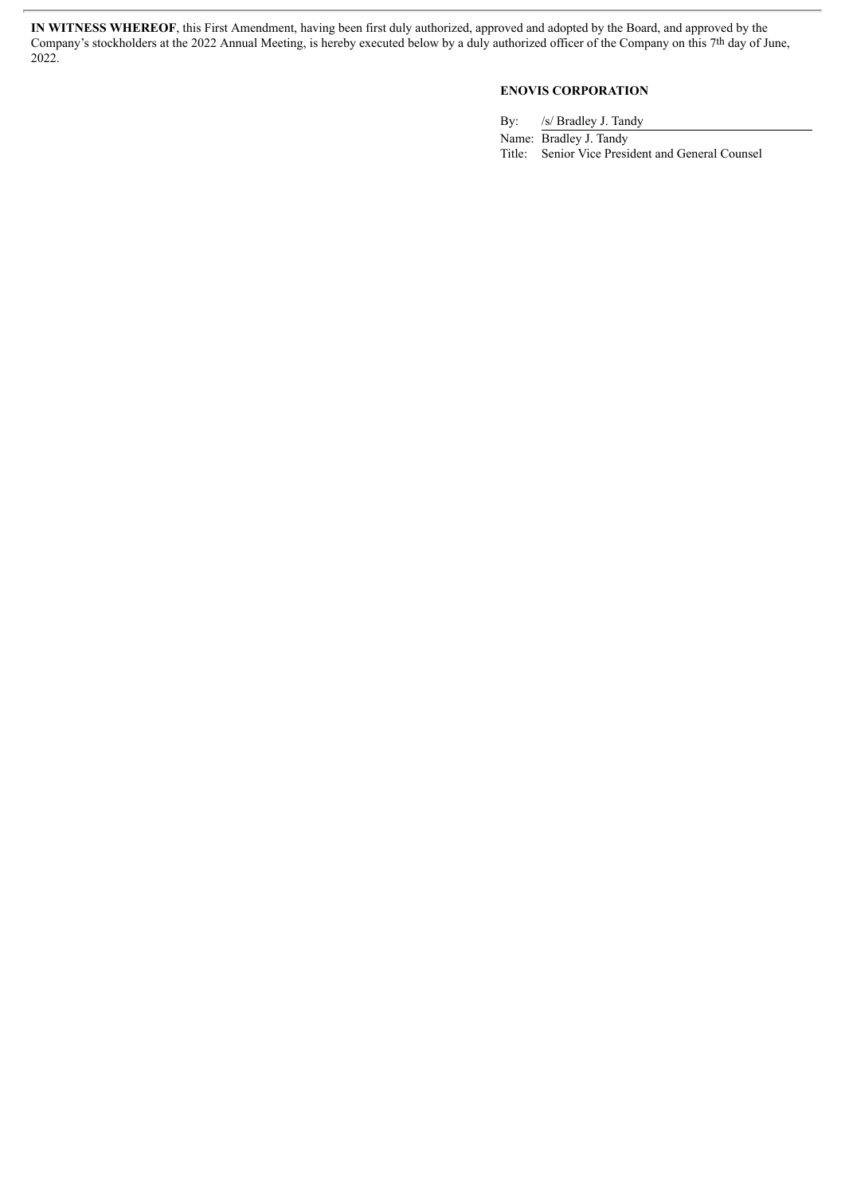**IN WITNESS WHEREOF**, this First Amendment, having been first duly authorized, approved and adopted by the Board, and approved by the Company's stockholders at the 2022 Annual Meeting, is hereby executed below by a duly authorized officer of the Company on this 7th day of June, 2022.

**ENOVIS CORPORATION**

By: /s/ Bradley J. Tandy

Name: Bradley J. Tandy

Title: Senior Vice President and General Counsel